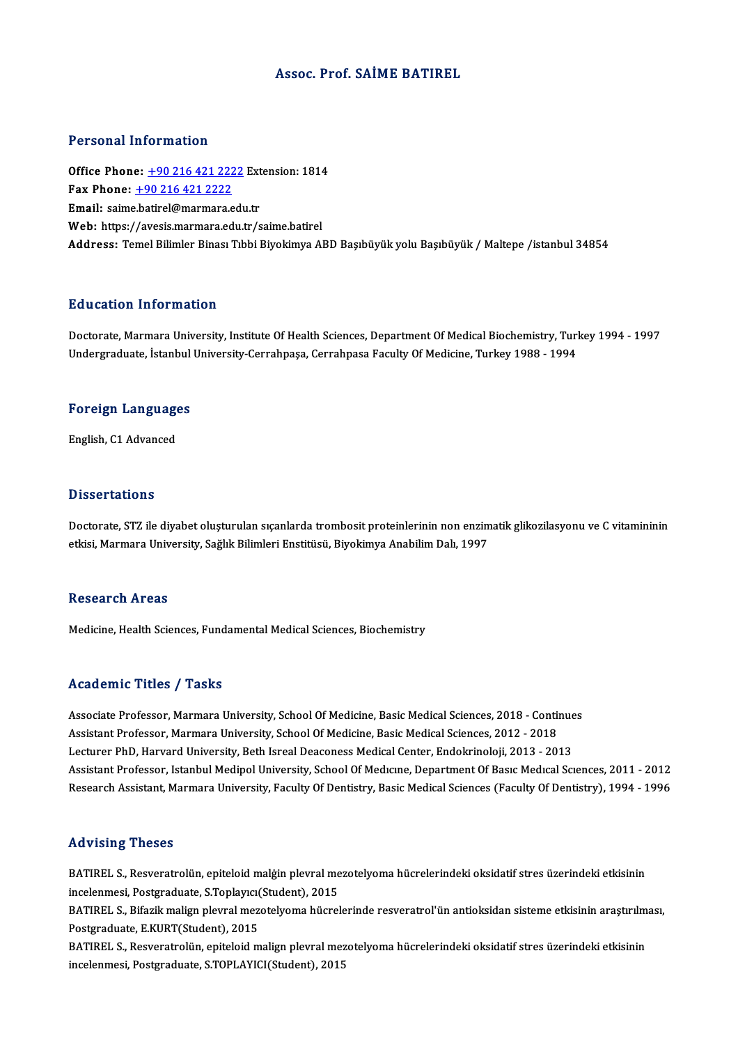# Assoc. Prof. SAİME BATIREL

## Personal Information

**Office Phone:** +90 216 421 2222 Extension: 1814
**Fax Phone:** +90 216 421 2222
**Email:** saime.batirel@marmara.edu.tr
**Web:** https://avesis.marmara.edu.tr/saime.batirel
**Address:** Temel Bilimler Binası Tıbbi Biyokimya ABD Başıbüyük yolu Başıbüyük / Maltepe /istanbul 34854

## Education Information

Doctorate, Marmara University, Institute Of Health Sciences, Department Of Medical Biochemistry, Turkey 1994 - 1997
Undergraduate, İstanbul University-Cerrahpaşa, Cerrahpasa Faculty Of Medicine, Turkey 1988 - 1994

## Foreign Languages

English, C1 Advanced

## Dissertations

Doctorate, STZ ile diyabet oluşturulan sıçanlarda trombosit proteinlerinin non enzimatik glikozilasyonu ve C vitamininin etkisi, Marmara University, Sağlık Bilimleri Enstitüsü, Biyokimya Anabilim Dalı, 1997

## Research Areas

Medicine, Health Sciences, Fundamental Medical Sciences, Biochemistry

## Academic Titles / Tasks

Associate Professor, Marmara University, School Of Medicine, Basic Medical Sciences, 2018 - Continues
Assistant Professor, Marmara University, School Of Medicine, Basic Medical Sciences, 2012 - 2018
Lecturer PhD, Harvard University, Beth Isreal Deaconess Medical Center, Endokrinoloji, 2013 - 2013
Assistant Professor, Istanbul Medipol University, School Of Medıcıne, Department Of Basıc Medıcal Scıences, 2011 - 2012
Research Assistant, Marmara University, Faculty Of Dentistry, Basic Medical Sciences (Faculty Of Dentistry), 1994 - 1996

## Advising Theses

BATIREL S., Resveratrolün, epiteloid malğin plevral mezotelyoma hücrelerindeki oksidatif stres üzerindeki etkisinin incelenmesi, Postgraduate, S.Toplayıcı(Student), 2015
BATIREL S., Bifazik malign plevral mezotelyoma hücrelerinde resveratrol'ün antioksidan sisteme etkisinin araştırılması, Postgraduate, E.KURT(Student), 2015
BATIREL S., Resveratrolün, epiteloid malign plevral mezotelyoma hücrelerindeki oksidatif stres üzerindeki etkisinin incelenmesi, Postgraduate, S.TOPLAYICI(Student), 2015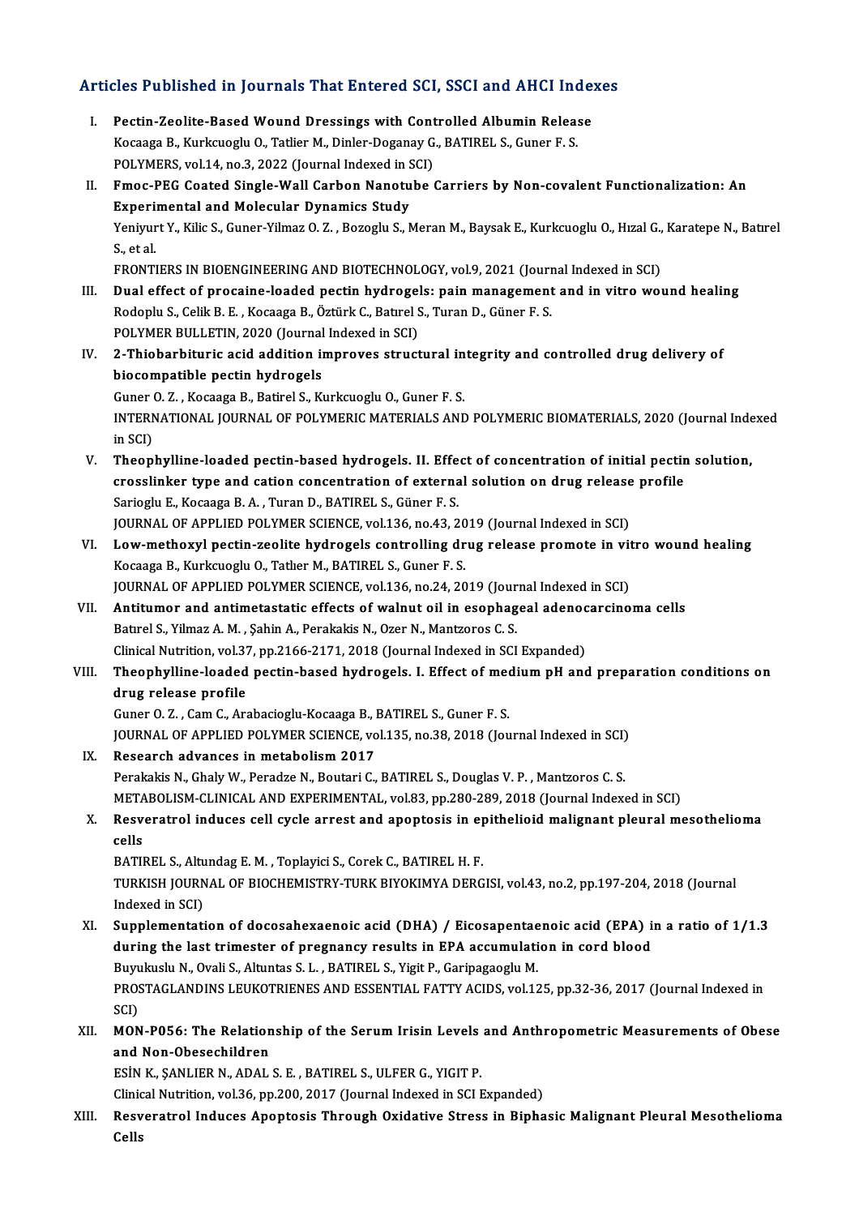## Articles Published in Journals That Entered SCI, SSCI and AHCI Indexes

I. **Pectin-Zeolite-Based Wound Dressings with Controlled Albumin Release**
Kocaaga B., Kurkcuoglu O., Tatlier M., Dinler-Doganay G., BATIREL S., Guner F. S.
POLYMERS, vol.14, no.3, 2022 (Journal Indexed in SCI)

II. **Fmoc-PEG Coated Single-Wall Carbon Nanotube Carriers by Non-covalent Functionalization: An Experimental and Molecular Dynamics Study**
Yeniyurt Y., Kilic S., Guner-Yilmaz O. Z. , Bozoglu S., Meran M., Baysak E., Kurkcuoglu O., Hızal G., Karatepe N., Batırel S., et al.
FRONTIERS IN BIOENGINEERING AND BIOTECHNOLOGY, vol.9, 2021 (Journal Indexed in SCI)

III. **Dual effect of procaine-loaded pectin hydrogels: pain management and in vitro wound healing**
Rodoplu S., Celik B. E. , Kocaaga B., Öztürk C., Batırel S., Turan D., Güner F. S.
POLYMER BULLETIN, 2020 (Journal Indexed in SCI)

IV. **2-Thiobarbituric acid addition improves structural integrity and controlled drug delivery of biocompatible pectin hydrogels**
Guner O. Z. , Kocaaga B., Batirel S., Kurkcuoglu O., Guner F. S.
INTERNATIONAL JOURNAL OF POLYMERIC MATERIALS AND POLYMERIC BIOMATERIALS, 2020 (Journal Indexed in SCI)

V. **Theophylline-loaded pectin-based hydrogels. II. Effect of concentration of initial pectin solution, crosslinker type and cation concentration of external solution on drug release profile**
Sarioglu E., Kocaaga B. A. , Turan D., BATIREL S., Güner F. S.
JOURNAL OF APPLIED POLYMER SCIENCE, vol.136, no.43, 2019 (Journal Indexed in SCI)

VI. **Low-methoxyl pectin-zeolite hydrogels controlling drug release promote in vitro wound healing**
Kocaaga B., Kurkcuoglu O., Tatlıer M., BATIREL S., Guner F. S.
JOURNAL OF APPLIED POLYMER SCIENCE, vol.136, no.24, 2019 (Journal Indexed in SCI)

VII. **Antitumor and antimetastatic effects of walnut oil in esophageal adenocarcinoma cells**
Batırel S., Yilmaz A. M. , Şahin A., Perakakis N., Ozer N., Mantzoros C. S.
Clinical Nutrition, vol.37, pp.2166-2171, 2018 (Journal Indexed in SCI Expanded)

VIII. **Theophylline-loaded pectin-based hydrogels. I. Effect of medium pH and preparation conditions on drug release profile**
Guner O. Z. , Cam C., Arabacioglu-Kocaaga B., BATIREL S., Guner F. S.
JOURNAL OF APPLIED POLYMER SCIENCE, vol.135, no.38, 2018 (Journal Indexed in SCI)

IX. **Research advances in metabolism 2017**
Perakakis N., Ghaly W., Peradze N., Boutari C., BATIREL S., Douglas V. P. , Mantzoros C. S.
METABOLISM-CLINICAL AND EXPERIMENTAL, vol.83, pp.280-289, 2018 (Journal Indexed in SCI)

X. **Resveratrol induces cell cycle arrest and apoptosis in epithelioid malignant pleural mesothelioma cells**
BATIREL S., Altundag E. M. , Toplayici S., Corek C., BATIREL H. F.
TURKISH JOURNAL OF BIOCHEMISTRY-TURK BIYOKIMYA DERGISI, vol.43, no.2, pp.197-204, 2018 (Journal Indexed in SCI)

XI. **Supplementation of docosahexaenoic acid (DHA) / Eicosapentaenoic acid (EPA) in a ratio of 1/1.3 during the last trimester of pregnancy results in EPA accumulation in cord blood**
Buyukuslu N., Ovali S., Altuntas S. L. , BATIREL S., Yigit P., Garipagaoglu M.
PROSTAGLANDINS LEUKOTRIENES AND ESSENTIAL FATTY ACIDS, vol.125, pp.32-36, 2017 (Journal Indexed in SCI)

XII. **MON-P056: The Relationship of the Serum Irisin Levels and Anthropometric Measurements of Obese and Non-Obesechildren**
ESİN K., ŞANLIER N., ADAL S. E. , BATIREL S., ULFER G., YIGIT P.
Clinical Nutrition, vol.36, pp.200, 2017 (Journal Indexed in SCI Expanded)

XIII. **Resveratrol Induces Apoptosis Through Oxidative Stress in Biphasic Malignant Pleural Mesothelioma Cells**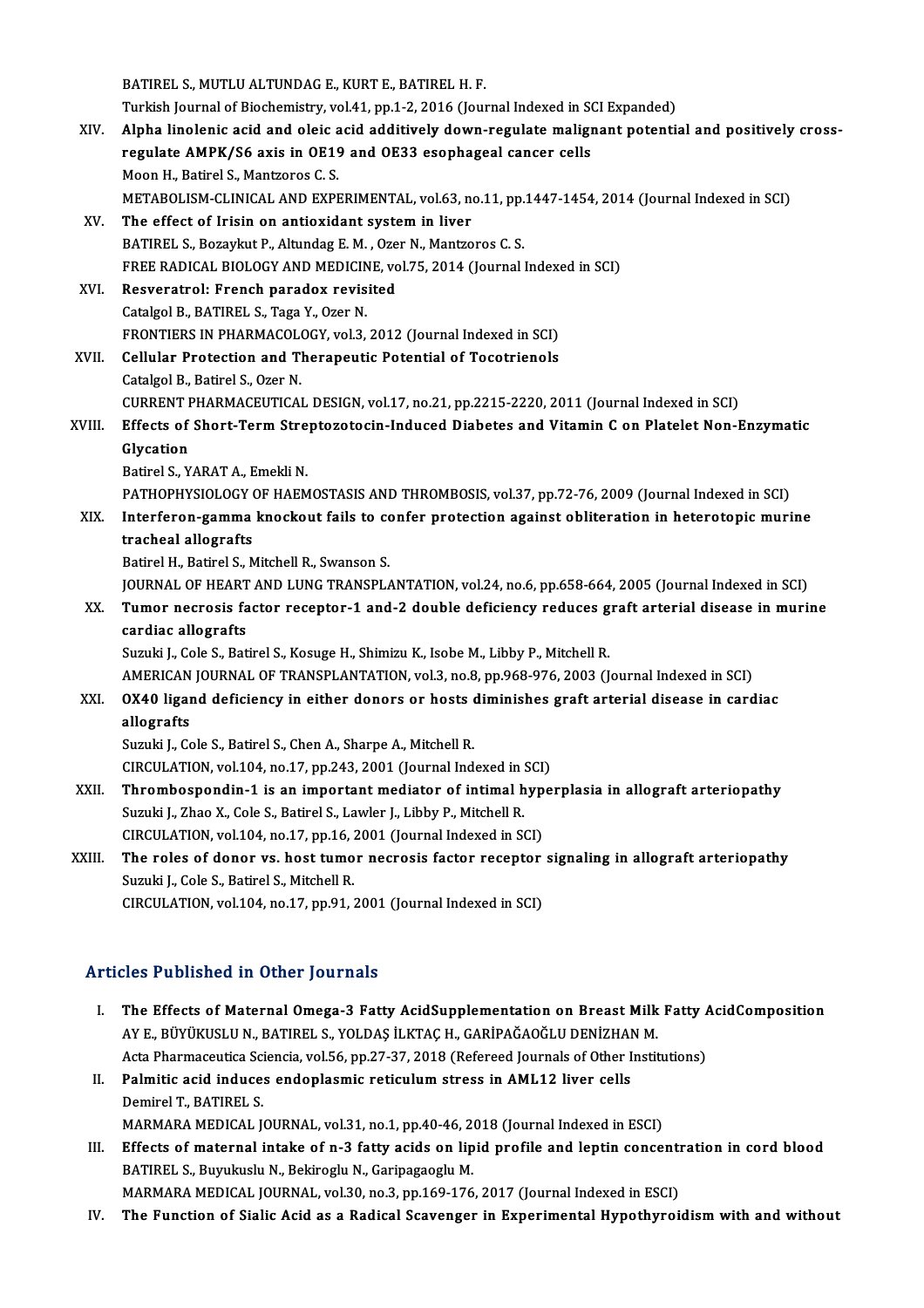BATIREL S., MUTLU ALTUNDAG E., KURT E., BATIREL H. F.
Turkish Journal of Biochemistry, vol.41, pp.1-2, 2016 (Journal Indexed in SCI Expanded)

XIV. **Alpha linolenic acid and oleic acid additively down-regulate malignant potential and positively cross-regulate AMPK/S6 axis in OE19 and OE33 esophageal cancer cells**
Moon H., Batirel S., Mantzoros C. S.
METABOLISM-CLINICAL AND EXPERIMENTAL, vol.63, no.11, pp.1447-1454, 2014 (Journal Indexed in SCI)

XV. **The effect of Irisin on antioxidant system in liver**
BATIREL S., Bozaykut P., Altundag E. M. , Ozer N., Mantzoros C. S.
FREE RADICAL BIOLOGY AND MEDICINE, vol.75, 2014 (Journal Indexed in SCI)

XVI. **Resveratrol: French paradox revisited**
Catalgol B., BATIREL S., Taga Y., Ozer N.
FRONTIERS IN PHARMACOLOGY, vol.3, 2012 (Journal Indexed in SCI)

XVII. **Cellular Protection and Therapeutic Potential of Tocotrienols**
Catalgol B., Batirel S., Ozer N.
CURRENT PHARMACEUTICAL DESIGN, vol.17, no.21, pp.2215-2220, 2011 (Journal Indexed in SCI)

XVIII. **Effects of Short-Term Streptozotocin-Induced Diabetes and Vitamin C on Platelet Non-Enzymatic Glycation**
Batirel S., YARAT A., Emekli N.
PATHOPHYSIOLOGY OF HAEMOSTASIS AND THROMBOSIS, vol.37, pp.72-76, 2009 (Journal Indexed in SCI)

XIX. **Interferon-gamma knockout fails to confer protection against obliteration in heterotopic murine tracheal allografts**
Batirel H., Batirel S., Mitchell R., Swanson S.
JOURNAL OF HEART AND LUNG TRANSPLANTATION, vol.24, no.6, pp.658-664, 2005 (Journal Indexed in SCI)

XX. **Tumor necrosis factor receptor-1 and-2 double deficiency reduces graft arterial disease in murine cardiac allografts**
Suzuki J., Cole S., Batirel S., Kosuge H., Shimizu K., Isobe M., Libby P., Mitchell R.
AMERICAN JOURNAL OF TRANSPLANTATION, vol.3, no.8, pp.968-976, 2003 (Journal Indexed in SCI)

XXI. **OX40 ligand deficiency in either donors or hosts diminishes graft arterial disease in cardiac allografts**
Suzuki J., Cole S., Batirel S., Chen A., Sharpe A., Mitchell R.
CIRCULATION, vol.104, no.17, pp.243, 2001 (Journal Indexed in SCI)

XXII. **Thrombospondin-1 is an important mediator of intimal hyperplasia in allograft arteriopathy**
Suzuki J., Zhao X., Cole S., Batirel S., Lawler J., Libby P., Mitchell R.
CIRCULATION, vol.104, no.17, pp.16, 2001 (Journal Indexed in SCI)

XXIII. **The roles of donor vs. host tumor necrosis factor receptor signaling in allograft arteriopathy**
Suzuki J., Cole S., Batirel S., Mitchell R.
CIRCULATION, vol.104, no.17, pp.91, 2001 (Journal Indexed in SCI)

## Articles Published in Other Journals

I. **The Effects of Maternal Omega-3 Fatty AcidSupplementation on Breast Milk Fatty AcidComposition**
AY E., BÜYÜKUSLU N., BATIREL S., YOLDAŞ İLKTAÇ H., GARİPAĞAOĞLU DENİZHAN M.
Acta Pharmaceutica Sciencia, vol.56, pp.27-37, 2018 (Refereed Journals of Other Institutions)

II. **Palmitic acid induces endoplasmic reticulum stress in AML12 liver cells**
Demirel T., BATIREL S.
MARMARA MEDICAL JOURNAL, vol.31, no.1, pp.40-46, 2018 (Journal Indexed in ESCI)

III. **Effects of maternal intake of n-3 fatty acids on lipid profile and leptin concentration in cord blood**
BATIREL S., Buyukuslu N., Bekiroglu N., Garipagaoglu M.
MARMARA MEDICAL JOURNAL, vol.30, no.3, pp.169-176, 2017 (Journal Indexed in ESCI)

IV. **The Function of Sialic Acid as a Radical Scavenger in Experimental Hypothyroidism with and without**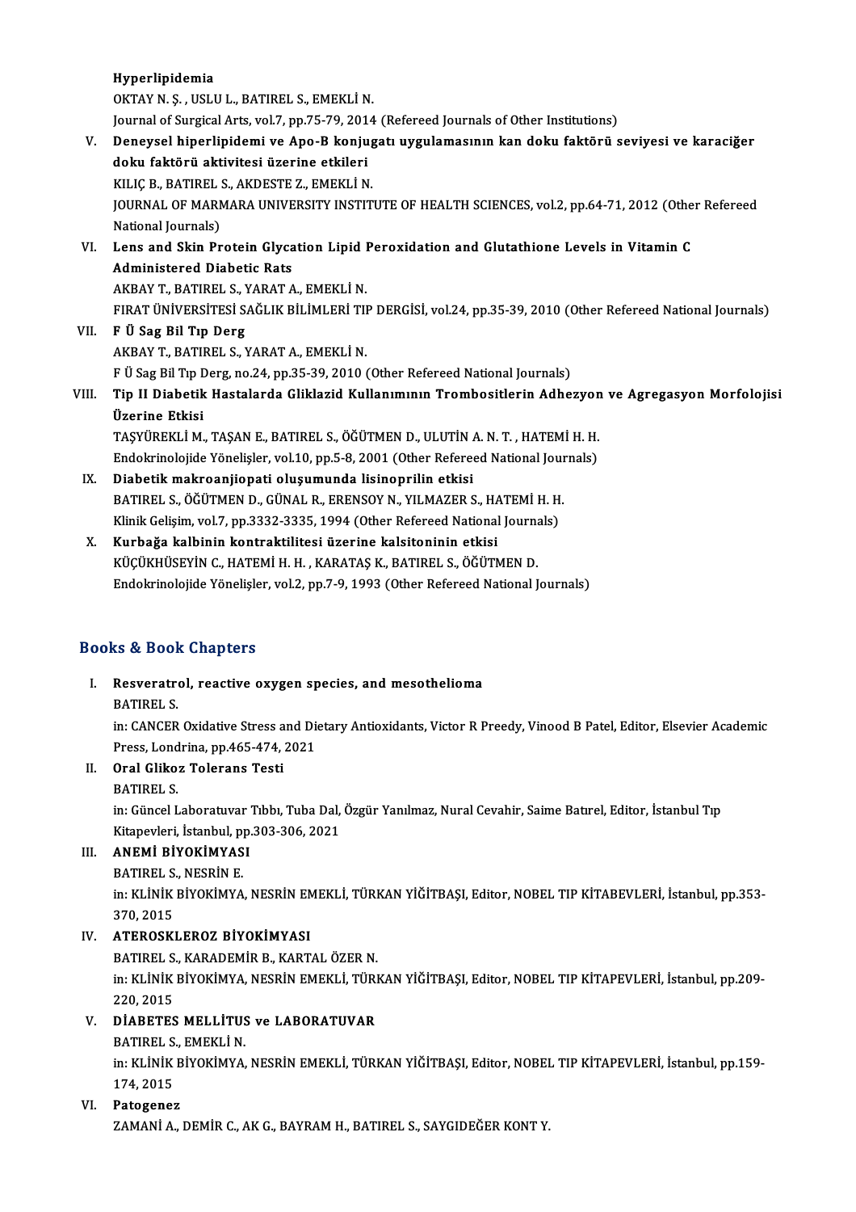Hyperlipidemia
OKTAY N. Ş. , USLU L., BATIREL S., EMEKLİ N.
Journal of Surgical Arts, vol.7, pp.75-79, 2014 (Refereed Journals of Other Institutions)

V. **Deneysel hiperlipidemi ve Apo-B konjugatı uygulamasının kan doku faktörü seviyesi ve karaciğer doku faktörü aktivitesi üzerine etkileri**
KILIÇ B., BATIREL S., AKDESTE Z., EMEKLİ N.
JOURNAL OF MARMARA UNIVERSITY INSTITUTE OF HEALTH SCIENCES, vol.2, pp.64-71, 2012 (Other Refereed National Journals)

VI. **Lens and Skin Protein Glycation Lipid Peroxidation and Glutathione Levels in Vitamin C Administered Diabetic Rats**
AKBAY T., BATIREL S., YARAT A., EMEKLİ N.
FIRAT ÜNİVERSİTESİ SAĞLIK BİLİMLERİ TIP DERGİSİ, vol.24, pp.35-39, 2010 (Other Refereed National Journals)

VII. **F Ü Sag Bil Tıp Derg**
AKBAY T., BATIREL S., YARAT A., EMEKLİ N.
F Ü Sag Bil Tıp Derg, no.24, pp.35-39, 2010 (Other Refereed National Journals)

VIII. **Tip II Diabetik Hastalarda Gliklazid Kullanımının Trombositlerin Adhezyon ve Agregasyon Morfolojisi Üzerine Etkisi**
TAŞYÜREKLİ M., TAŞAN E., BATIREL S., ÖĞÜTMEN D., ULUTİN A. N. T. , HATEMİ H. H.
Endokrinolojide Yönelişler, vol.10, pp.5-8, 2001 (Other Refereed National Journals)

IX. **Diabetik makroanjiopati oluşumunda lisinoprilin etkisi**
BATIREL S., ÖĞÜTMEN D., GÜNAL R., ERENSOY N., YILMAZER S., HATEMİ H. H.
Klinik Gelişim, vol.7, pp.3332-3335, 1994 (Other Refereed National Journals)

X. **Kurbağa kalbinin kontraktilitesi üzerine kalsitoninin etkisi**
KÜÇÜKHÜSEYİN C., HATEMİ H. H. , KARATAŞ K., BATIREL S., ÖĞÜTMEN D.
Endokrinolojide Yönelişler, vol.2, pp.7-9, 1993 (Other Refereed National Journals)

## Books & Book Chapters

I. **Resveratrol, reactive oxygen species, and mesothelioma**
BATIREL S.
in: CANCER Oxidative Stress and Dietary Antioxidants, Victor R Preedy, Vinood B Patel, Editor, Elsevier Academic Press, Londrina, pp.465-474, 2021

II. **Oral Glikoz Tolerans Testi**
BATIREL S.
in: Güncel Laboratuvar Tıbbı, Tuba Dal, Özgür Yanılmaz, Nural Cevahir, Saime Batırel, Editor, İstanbul Tıp Kitapevleri, İstanbul, pp.303-306, 2021

III. **ANEMİ BİYOKİMYASI**
BATIREL S., NESRİN E.
in: KLİNİK BİYOKİMYA, NESRİN EMEKLİ, TÜRKAN YİĞİTBAŞI, Editor, NOBEL TIP KİTABEVLERİ, İstanbul, pp.353-370, 2015

IV. **ATEROSKLEROZ BİYOKİMYASI**
BATIREL S., KARADEMİR B., KARTAL ÖZER N.
in: KLİNİK BİYOKİMYA, NESRİN EMEKLİ, TÜRKAN YİĞİTBAŞI, Editor, NOBEL TIP KİTAPEVLERİ, İstanbul, pp.209-220, 2015

V. **DİABETES MELLİTUS ve LABORATUVAR**
BATIREL S., EMEKLİ N.
in: KLİNİK BİYOKİMYA, NESRİN EMEKLİ, TÜRKAN YİĞİTBAŞI, Editor, NOBEL TIP KİTAPEVLERİ, İstanbul, pp.159-174, 2015

VI. **Patogenez**
ZAMANİ A., DEMİR C., AK G., BAYRAM H., BATIREL S., SAYGIDEĞER KONT Y.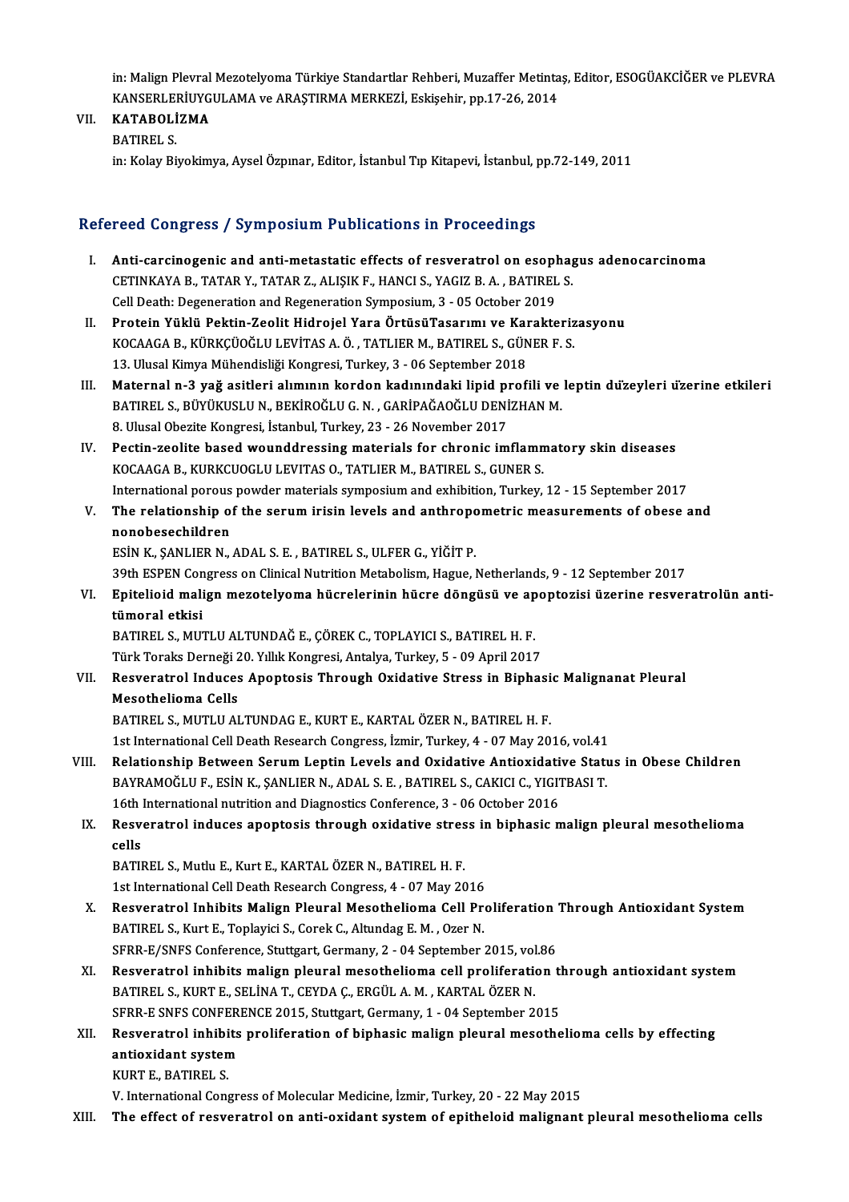in: Malign Plevral Mezotelyoma Türkiye Standartlar Rehberi, Muzaffer Metintaş, Editor, ESOGÜAKCİĞER ve PLEVRA KANSERLERİUYGULAMA ve ARAŞTIRMA MERKEZİ, Eskişehir, pp.17-26, 2014

VII. **KATABOLİZMA**
BATIREL S.
in: Kolay Biyokimya, Aysel Özpınar, Editor, İstanbul Tıp Kitapevi, İstanbul, pp.72-149, 2011

## Refereed Congress / Symposium Publications in Proceedings

I. **Anti-carcinogenic and anti-metastatic effects of resveratrol on esophagus adenocarcinoma**
CETINKAYA B., TATAR Y., TATAR Z., ALIŞIK F., HANCI S., YAGIZ B. A. , BATIREL S.
Cell Death: Degeneration and Regeneration Symposium, 3 - 05 October 2019

II. **Protein Yüklü Pektin-Zeolit Hidrojel Yara ÖrtüsüTasarımı ve Karakterizasyonu**
KOCAAGA B., KÜRKÇÜOĞLU LEVİTAS A. Ö. , TATLIER M., BATIREL S., GÜNER F. S.
13. Ulusal Kimya Mühendisliği Kongresi, Turkey, 3 - 06 September 2018

III. **Maternal n-3 yağ asitleri alımının kordon kadınındaki lipid profili ve leptin düzeyleri üzerine etkileri**
BATIREL S., BÜYÜKUSLU N., BEKİROĞLU G. N. , GARİPAĞAOĞLU DENİZHAN M.
8. Ulusal Obezite Kongresi, İstanbul, Turkey, 23 - 26 November 2017

IV. **Pectin-zeolite based wounddressing materials for chronic imflammatory skin diseases**
KOCAAGA B., KURKCUOGLU LEVITAS O., TATLIER M., BATIREL S., GUNER S.
International porous powder materials symposium and exhibition, Turkey, 12 - 15 September 2017

V. **The relationship of the serum irisin levels and anthropometric measurements of obese and nonobesechildren**
ESİN K., ŞANLIER N., ADAL S. E. , BATIREL S., ULFER G., YİĞİT P.
39th ESPEN Congress on Clinical Nutrition Metabolism, Hague, Netherlands, 9 - 12 September 2017

VI. **Epitelioid malign mezotelyoma hücrelerinin hücre döngüsü ve apoptozisi üzerine resveratrolün anti-tümoral etkisi**
BATIREL S., MUTLU ALTUNDAĞ E., ÇÖREK C., TOPLAYICI S., BATIREL H. F.
Türk Toraks Derneği 20. Yıllık Kongresi, Antalya, Turkey, 5 - 09 April 2017

VII. **Resveratrol Induces Apoptosis Through Oxidative Stress in Biphasic Malignanat Pleural Mesothelioma Cells**
BATIREL S., MUTLU ALTUNDAG E., KURT E., KARTAL ÖZER N., BATIREL H. F.
1st International Cell Death Research Congress, İzmir, Turkey, 4 - 07 May 2016, vol.41

VIII. **Relationship Between Serum Leptin Levels and Oxidative Antioxidative Status in Obese Children**
BAYRAMOĞLU F., ESİN K., ŞANLIER N., ADAL S. E. , BATIREL S., CAKICI C., YIGITBASI T.
16th International nutrition and Diagnostics Conference, 3 - 06 October 2016

IX. **Resveratrol induces apoptosis through oxidative stress in biphasic malign pleural mesothelioma cells**
BATIREL S., Mutlu E., Kurt E., KARTAL ÖZER N., BATIREL H. F.
1st International Cell Death Research Congress, 4 - 07 May 2016

X. **Resveratrol Inhibits Malign Pleural Mesothelioma Cell Proliferation Through Antioxidant System**
BATIREL S., Kurt E., Toplayici S., Corek C., Altundag E. M. , Ozer N.
SFRR-E/SNFS Conference, Stuttgart, Germany, 2 - 04 September 2015, vol.86

XI. **Resveratrol inhibits malign pleural mesothelioma cell proliferation through antioxidant system**
BATIREL S., KURT E., SELİNA T., CEYDA Ç., ERGÜL A. M. , KARTAL ÖZER N.
SFRR-E SNFS CONFERENCE 2015, Stuttgart, Germany, 1 - 04 September 2015

XII. **Resveratrol inhibits proliferation of biphasic malign pleural mesothelioma cells by effecting antioxidant system**
KURT E., BATIREL S.
V. International Congress of Molecular Medicine, İzmir, Turkey, 20 - 22 May 2015

XIII. **The effect of resveratrol on anti-oxidant system of epitheloid malignant pleural mesothelioma cells**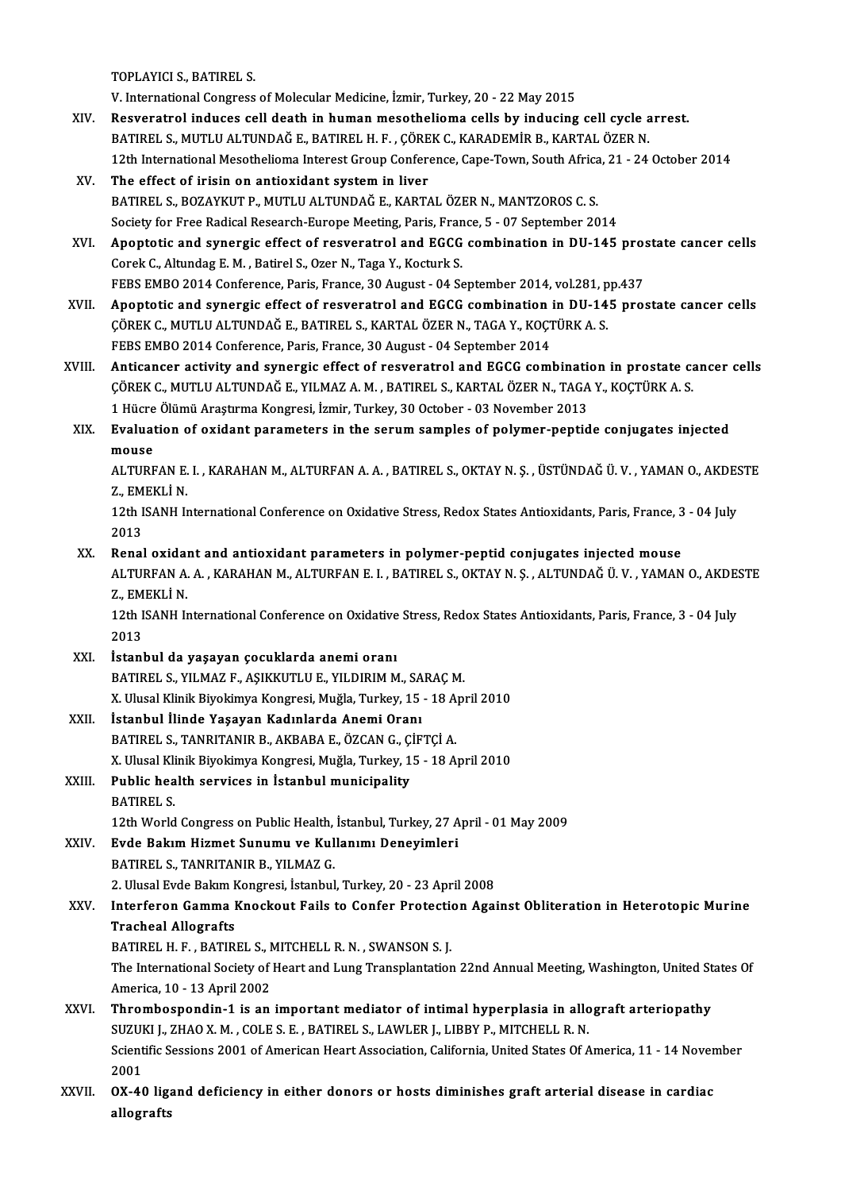TOPLAYICI S., BATIREL S.
V. International Congress of Molecular Medicine, İzmir, Turkey, 20 - 22 May 2015

XIV. **Resveratrol induces cell death in human mesothelioma cells by inducing cell cycle arrest.**
BATIREL S., MUTLU ALTUNDAĞ E., BATIREL H. F. , ÇÖREK C., KARADEMİR B., KARTAL ÖZER N.
12th International Mesothelioma Interest Group Conference, Cape-Town, South Africa, 21 - 24 October 2014

XV. **The effect of irisin on antioxidant system in liver**
BATIREL S., BOZAYKUT P., MUTLU ALTUNDAĞ E., KARTAL ÖZER N., MANTZOROS C. S.
Society for Free Radical Research-Europe Meeting, Paris, France, 5 - 07 September 2014

XVI. **Apoptotic and synergic effect of resveratrol and EGCG combination in DU-145 prostate cancer cells**
Corek C., Altundag E. M. , Batirel S., Ozer N., Taga Y., Kocturk S.
FEBS EMBO 2014 Conference, Paris, France, 30 August - 04 September 2014, vol.281, pp.437

XVII. **Apoptotic and synergic effect of resveratrol and EGCG combination in DU-145 prostate cancer cells**
ÇÖREK C., MUTLU ALTUNDAĞ E., BATIREL S., KARTAL ÖZER N., TAGA Y., KOÇTÜRK A. S.
FEBS EMBO 2014 Conference, Paris, France, 30 August - 04 September 2014

XVIII. **Anticancer activity and synergic effect of resveratrol and EGCG combination in prostate cancer cells**
ÇÖREK C., MUTLU ALTUNDAĞ E., YILMAZ A. M. , BATIREL S., KARTAL ÖZER N., TAGA Y., KOÇTÜRK A. S.
1 Hücre Ölümü Araştırma Kongresi, İzmir, Turkey, 30 October - 03 November 2013

XIX. **Evaluation of oxidant parameters in the serum samples of polymer-peptide conjugates injected mouse**
ALTURFAN E. I. , KARAHAN M., ALTURFAN A. A. , BATIREL S., OKTAY N. Ş. , ÜSTÜNDAĞ Ü. V. , YAMAN O., AKDESTE Z., EMEKLİ N.
12th ISANH International Conference on Oxidative Stress, Redox States Antioxidants, Paris, France, 3 - 04 July 2013

XX. **Renal oxidant and antioxidant parameters in polymer-peptid conjugates injected mouse**
ALTURFAN A. A. , KARAHAN M., ALTURFAN E. I. , BATIREL S., OKTAY N. Ş. , ALTUNDAĞ Ü. V. , YAMAN O., AKDESTE Z., EMEKLİ N.
12th ISANH International Conference on Oxidative Stress, Redox States Antioxidants, Paris, France, 3 - 04 July 2013

XXI. **İstanbul da yaşayan çocuklarda anemi oranı**
BATIREL S., YILMAZ F., AŞIKKUTLU E., YILDIRIM M., SARAÇ M.
X. Ulusal Klinik Biyokimya Kongresi, Muğla, Turkey, 15 - 18 April 2010

XXII. **İstanbul İlinde Yaşayan Kadınlarda Anemi Oranı**
BATIREL S., TANRITANIR B., AKBABA E., ÖZCAN G., ÇİFTÇİ A.
X. Ulusal Klinik Biyokimya Kongresi, Muğla, Turkey, 15 - 18 April 2010

XXIII. **Public health services in İstanbul municipality**
BATIREL S.
12th World Congress on Public Health, İstanbul, Turkey, 27 April - 01 May 2009

XXIV. **Evde Bakım Hizmet Sunumu ve Kullanımı Deneyimleri**
BATIREL S., TANRITANIR B., YILMAZ G.
2. Ulusal Evde Bakım Kongresi, İstanbul, Turkey, 20 - 23 April 2008

XXV. **Interferon Gamma Knockout Fails to Confer Protection Against Obliteration in Heterotopic Murine Tracheal Allografts**
BATIREL H. F. , BATIREL S., MITCHELL R. N. , SWANSON S. J.
The International Society of Heart and Lung Transplantation 22nd Annual Meeting, Washington, United States Of America, 10 - 13 April 2002

XXVI. **Thrombospondin-1 is an important mediator of intimal hyperplasia in allograft arteriopathy**
SUZUKI J., ZHAO X. M. , COLE S. E. , BATIREL S., LAWLER J., LIBBY P., MITCHELL R. N.
Scientific Sessions 2001 of American Heart Association, California, United States Of America, 11 - 14 November 2001

XXVII. **OX-40 ligand deficiency in either donors or hosts diminishes graft arterial disease in cardiac allografts**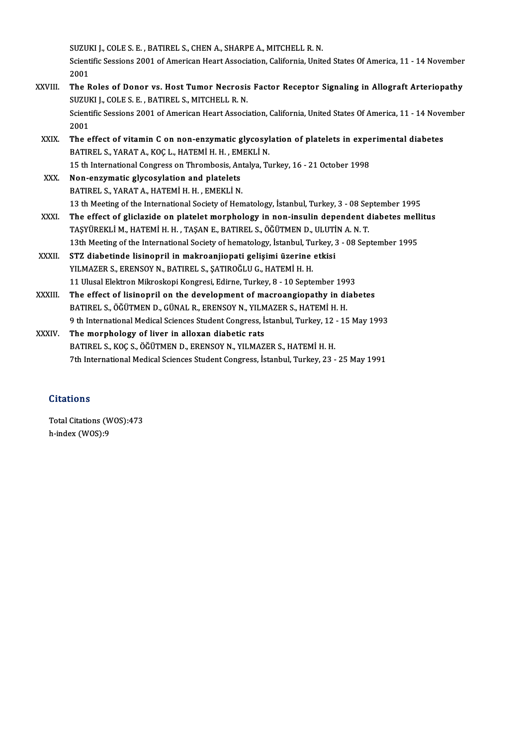SUZUKI J., COLE S. E. , BATIREL S., CHEN A., SHARPE A., MITCHELL R. N.
Scientific Sessions 2001 of American Heart Association, California, United States Of America, 11 - 14 November 2001

XXVIII. **The Roles of Donor vs. Host Tumor Necrosis Factor Receptor Signaling in Allograft Arteriopathy**
SUZUKI J., COLE S. E. , BATIREL S., MITCHELL R. N.
Scientific Sessions 2001 of American Heart Association, California, United States Of America, 11 - 14 November 2001

XXIX. **The effect of vitamin C on non-enzymatic glycosylation of platelets in experimental diabetes**
BATIREL S., YARAT A., KOÇ L., HATEMİ H. H. , EMEKLİ N.
15 th International Congress on Thrombosis, Antalya, Turkey, 16 - 21 October 1998

XXX. **Non-enzymatic glycosylation and platelets**
BATIREL S., YARAT A., HATEMİ H. H. , EMEKLİ N.
13 th Meeting of the International Society of Hematology, İstanbul, Turkey, 3 - 08 September 1995

XXXI. **The effect of gliclazide on platelet morphology in non-insulin dependent diabetes mellitus**
TAŞYÜREKLİ M., HATEMİ H. H. , TAŞAN E., BATIREL S., ÖĞÜTMEN D., ULUTİN A. N. T.
13th Meeting of the International Society of hematology, İstanbul, Turkey, 3 - 08 September 1995

XXXII. **STZ diabetinde lisinopril in makroanjiopati gelişimi üzerine etkisi**
YILMAZER S., ERENSOY N., BATIREL S., ŞATIROĞLU G., HATEMİ H. H.
11 Ulusal Elektron Mikroskopi Kongresi, Edirne, Turkey, 8 - 10 September 1993

XXXIII. **The effect of lisinopril on the development of macroangiopathy in diabetes**
BATIREL S., ÖĞÜTMEN D., GÜNAL R., ERENSOY N., YILMAZER S., HATEMİ H. H.
9 th International Medical Sciences Student Congress, İstanbul, Turkey, 12 - 15 May 1993

XXXIV. **The morphology of liver in alloxan diabetic rats**
BATIREL S., KOÇ S., ÖĞÜTMEN D., ERENSOY N., YILMAZER S., HATEMİ H. H.
7th International Medical Sciences Student Congress, İstanbul, Turkey, 23 - 25 May 1991

## Citations

Total Citations (WOS):473
h-index (WOS):9